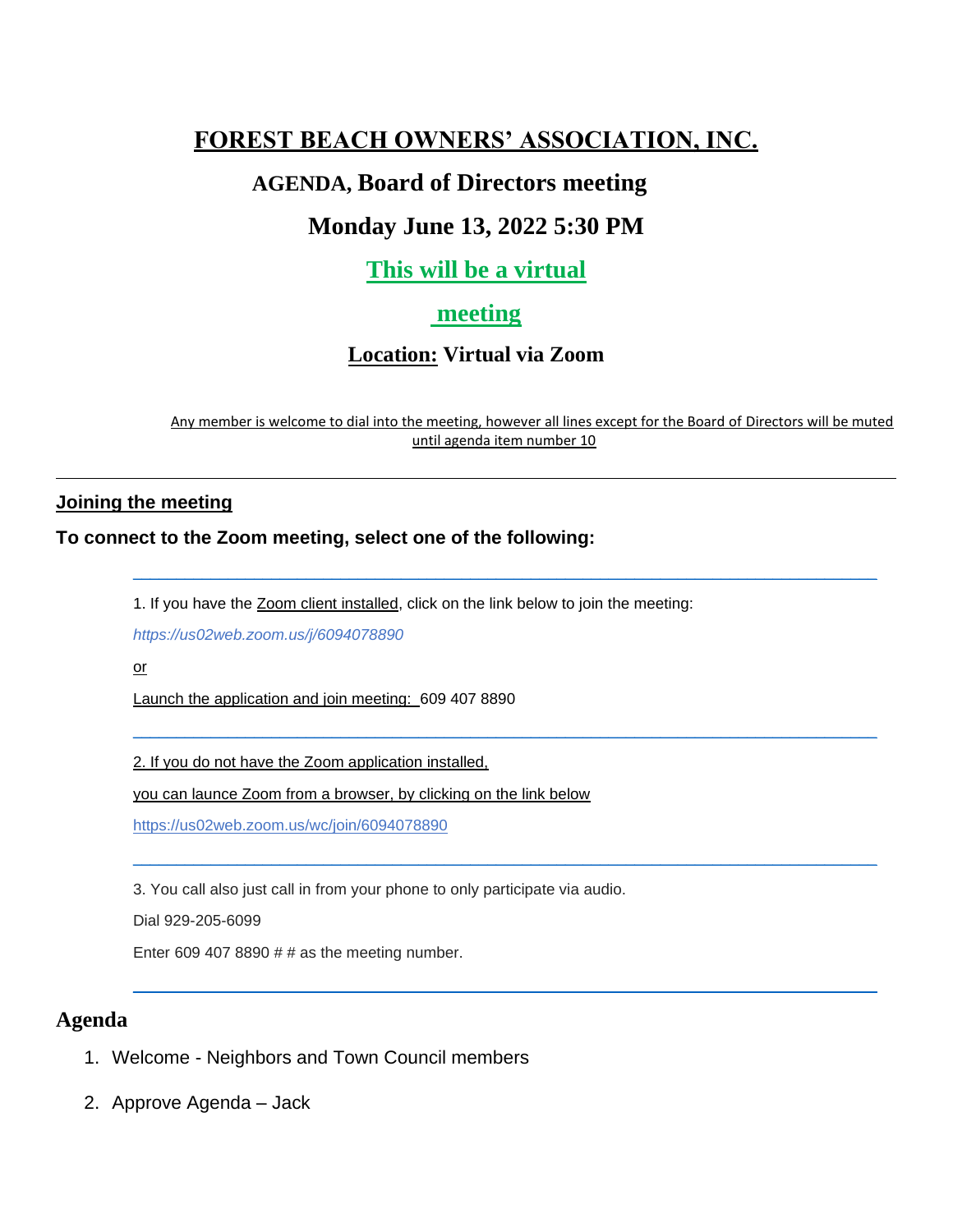# FOREST BEACH OWNERS' ASSOCIATION, INC.

## AGENDA, Board of Directors meeting

## Monday June 13, 2022 5:30 PM

## This will be a virtual meeting

### **Location:** Virtual via Zoom

Any member is welcome to dial into the meeting, however all lines except for the Board of Directors will be muted until agenda item number 10

---

**Joining the meeting**

**To connect to the Zoom meeting, select one of the following:**

---

1. If you have the Zoom client installed, click on the link below to join the meeting:

*https://us02web.zoom.us/j/6094078890*

or

Launch the application and join meeting: 609 407 8890

---

2. If you do not have the Zoom application installed,

you can launce Zoom from a browser, by clicking on the link below

https://us02web.zoom.us/wc/join/6094078890

---

3. You call also just call in from your phone to only participate via audio.

Dial 929-205-6099

Enter 609 407 8890 # # as the meeting number.

---

## Agenda

1. Welcome - Neighbors and Town Council members
2. Approve Agenda – Jack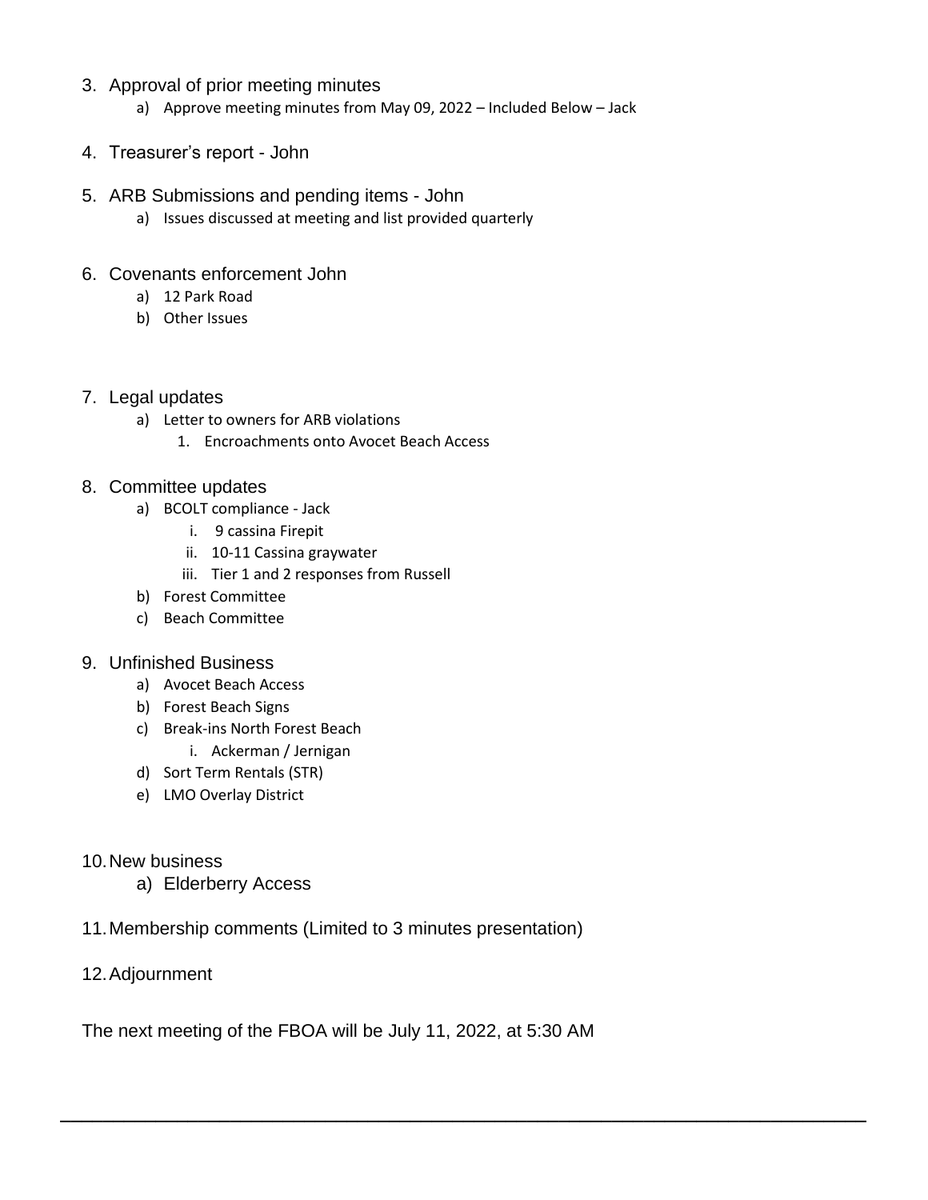3. Approval of prior meeting minutes
    a) Approve meeting minutes from May 09, 2022 – Included Below – Jack

4. Treasurer's report - John

5. ARB Submissions and pending items - John
    a) Issues discussed at meeting and list provided quarterly

6. Covenants enforcement John
    a) 12 Park Road
    b) Other Issues

7. Legal updates
    a) Letter to owners for ARB violations
        1. Encroachments onto Avocet Beach Access

8. Committee updates
    a) BCOLT compliance - Jack
        i. 9 cassina Firepit
        ii. 10-11 Cassina graywater
        iii. Tier 1 and 2 responses from Russell
    b) Forest Committee
    c) Beach Committee

9. Unfinished Business
    a) Avocet Beach Access
    b) Forest Beach Signs
    c) Break-ins North Forest Beach
        i. Ackerman / Jernigan
    d) Sort Term Rentals (STR)
    e) LMO Overlay District

10. New business
    a) Elderberry Access

11. Membership comments (Limited to 3 minutes presentation)

12. Adjournment

The next meeting of the FBOA will be July 11, 2022, at 5:30 AM

---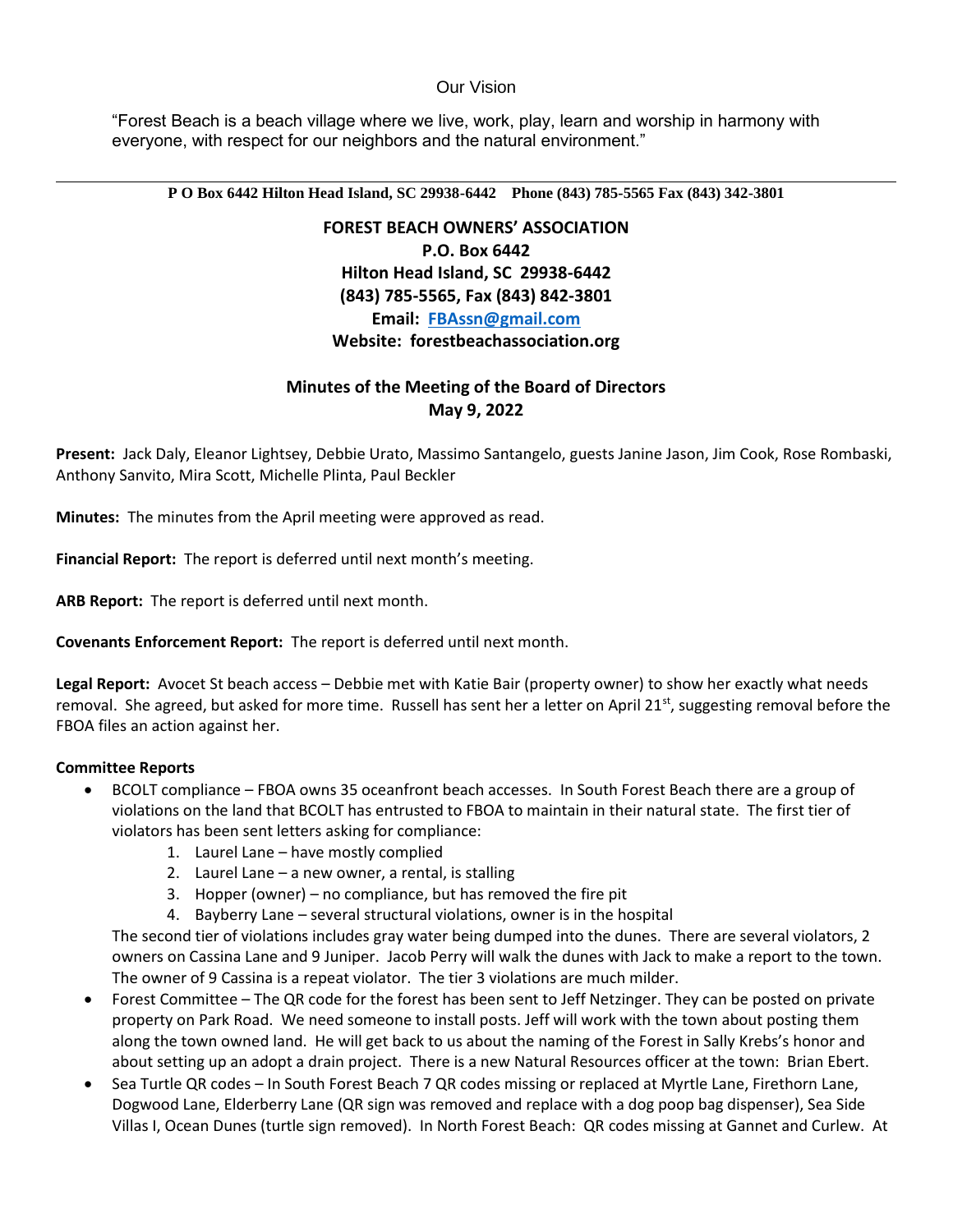Our Vision

"Forest Beach is a beach village where we live, work, play, learn and worship in harmony with everyone, with respect for our neighbors and the natural environment."

---

**P O Box 6442 Hilton Head Island, SC 29938-6442 Phone (843) 785-5565 Fax (843) 342-3801**

**FOREST BEACH OWNERS' ASSOCIATION**
**P.O. Box 6442**
**Hilton Head Island, SC 29938-6442**
**(843) 785-5565, Fax (843) 842-3801**
**Email: FBAssn@gmail.com**
**Website: forestbeachassociation.org**

## Minutes of the Meeting of the Board of Directors
## May 9, 2022

**Present:** Jack Daly, Eleanor Lightsey, Debbie Urato, Massimo Santangelo, guests Janine Jason, Jim Cook, Rose Rombaski, Anthony Sanvito, Mira Scott, Michelle Plinta, Paul Beckler

**Minutes:** The minutes from the April meeting were approved as read.

**Financial Report:** The report is deferred until next month's meeting.

**ARB Report:** The report is deferred until next month.

**Covenants Enforcement Report:** The report is deferred until next month.

**Legal Report:** Avocet St beach access – Debbie met with Katie Bair (property owner) to show her exactly what needs removal. She agreed, but asked for more time. Russell has sent her a letter on April 21st, suggesting removal before the FBOA files an action against her.

**Committee Reports**

- BCOLT compliance – FBOA owns 35 oceanfront beach accesses. In South Forest Beach there are a group of violations on the land that BCOLT has entrusted to FBOA to maintain in their natural state. The first tier of violators has been sent letters asking for compliance:
    1. Laurel Lane – have mostly complied
    2. Laurel Lane – a new owner, a rental, is stalling
    3. Hopper (owner) – no compliance, but has removed the fire pit
    4. Bayberry Lane – several structural violations, owner is in the hospital

  The second tier of violations includes gray water being dumped into the dunes. There are several violators, 2 owners on Cassina Lane and 9 Juniper. Jacob Perry will walk the dunes with Jack to make a report to the town. The owner of 9 Cassina is a repeat violator. The tier 3 violations are much milder.
- Forest Committee – The QR code for the forest has been sent to Jeff Netzinger. They can be posted on private property on Park Road. We need someone to install posts. Jeff will work with the town about posting them along the town owned land. He will get back to us about the naming of the Forest in Sally Krebs's honor and about setting up an adopt a drain project. There is a new Natural Resources officer at the town: Brian Ebert.
- Sea Turtle QR codes – In South Forest Beach 7 QR codes missing or replaced at Myrtle Lane, Firethorn Lane, Dogwood Lane, Elderberry Lane (QR sign was removed and replace with a dog poop bag dispenser), Sea Side Villas I, Ocean Dunes (turtle sign removed). In North Forest Beach: QR codes missing at Gannet and Curlew. At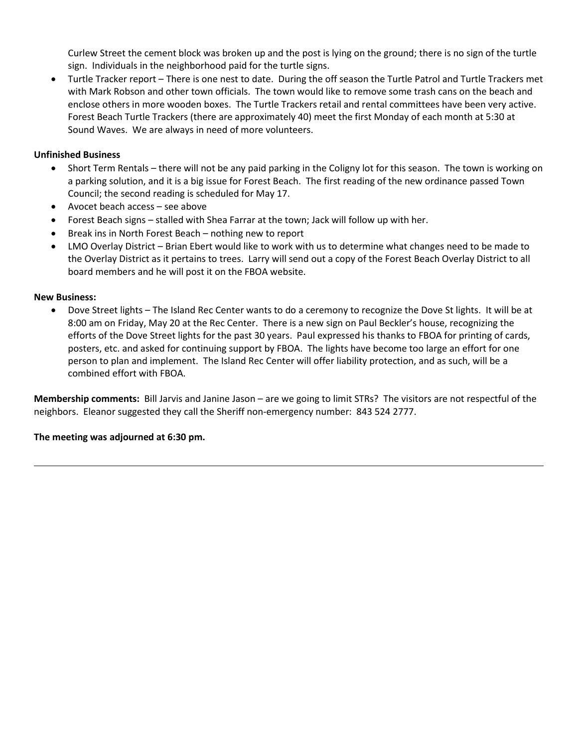Curlew Street the cement block was broken up and the post is lying on the ground; there is no sign of the turtle sign. Individuals in the neighborhood paid for the turtle signs.

- Turtle Tracker report – There is one nest to date. During the off season the Turtle Patrol and Turtle Trackers met with Mark Robson and other town officials. The town would like to remove some trash cans on the beach and enclose others in more wooden boxes. The Turtle Trackers retail and rental committees have been very active. Forest Beach Turtle Trackers (there are approximately 40) meet the first Monday of each month at 5:30 at Sound Waves. We are always in need of more volunteers.

**Unfinished Business**

- Short Term Rentals – there will not be any paid parking in the Coligny lot for this season. The town is working on a parking solution, and it is a big issue for Forest Beach. The first reading of the new ordinance passed Town Council; the second reading is scheduled for May 17.
- Avocet beach access – see above
- Forest Beach signs – stalled with Shea Farrar at the town; Jack will follow up with her.
- Break ins in North Forest Beach – nothing new to report
- LMO Overlay District – Brian Ebert would like to work with us to determine what changes need to be made to the Overlay District as it pertains to trees. Larry will send out a copy of the Forest Beach Overlay District to all board members and he will post it on the FBOA website.

**New Business:**

- Dove Street lights – The Island Rec Center wants to do a ceremony to recognize the Dove St lights. It will be at 8:00 am on Friday, May 20 at the Rec Center. There is a new sign on Paul Beckler's house, recognizing the efforts of the Dove Street lights for the past 30 years. Paul expressed his thanks to FBOA for printing of cards, posters, etc. and asked for continuing support by FBOA. The lights have become too large an effort for one person to plan and implement. The Island Rec Center will offer liability protection, and as such, will be a combined effort with FBOA.

**Membership comments:** Bill Jarvis and Janine Jason – are we going to limit STRs? The visitors are not respectful of the neighbors. Eleanor suggested they call the Sheriff non-emergency number: 843 524 2777.

**The meeting was adjourned at 6:30 pm.**